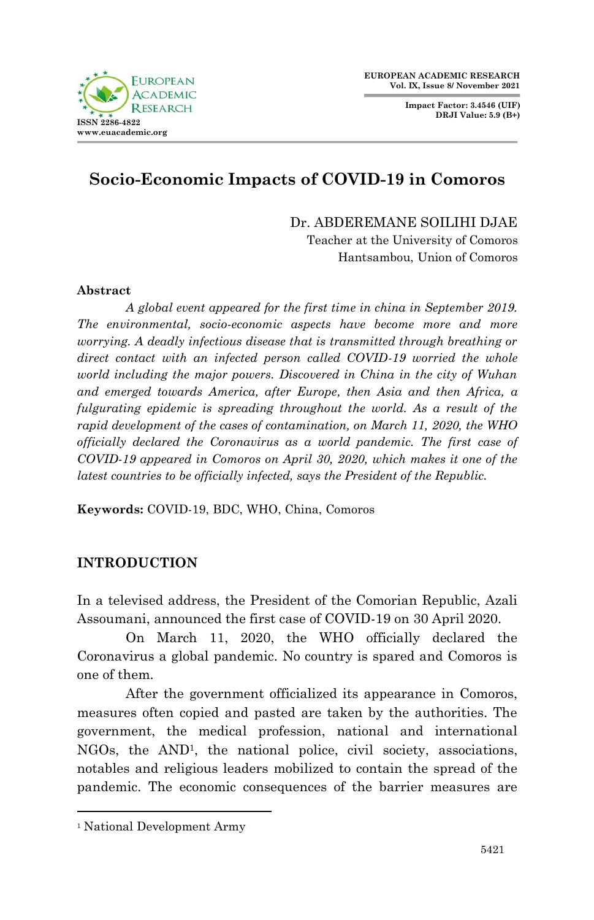# Socio-Economic Impacts of COVID-19 in Comoros

Dr. ABDEREMANE SOILIHI DJAE
Teacher at the University of Comoros
Hantsambou, Union of Comoros

## Abstract

*A global event appeared for the first time in china in September 2019. The environmental, socio-economic aspects have become more and more worrying. A deadly infectious disease that is transmitted through breathing or direct contact with an infected person called COVID-19 worried the whole world including the major powers. Discovered in China in the city of Wuhan and emerged towards America, after Europe, then Asia and then Africa, a fulgurating epidemic is spreading throughout the world. As a result of the rapid development of the cases of contamination, on March 11, 2020, the WHO officially declared the Coronavirus as a world pandemic. The first case of COVID-19 appeared in Comoros on April 30, 2020, which makes it one of the latest countries to be officially infected, says the President of the Republic.*

**Keywords:** COVID-19, BDC, WHO, China, Comoros

## INTRODUCTION

In a televised address, the President of the Comorian Republic, Azali Assoumani, announced the first case of COVID-19 on 30 April 2020.

On March 11, 2020, the WHO officially declared the Coronavirus a global pandemic. No country is spared and Comoros is one of them.

After the government officialized its appearance in Comoros, measures often copied and pasted are taken by the authorities. The government, the medical profession, national and international NGOs, the AND[1], the national police, civil society, associations, notables and religious leaders mobilized to contain the spread of the pandemic. The economic consequences of the barrier measures are

[1] National Development Army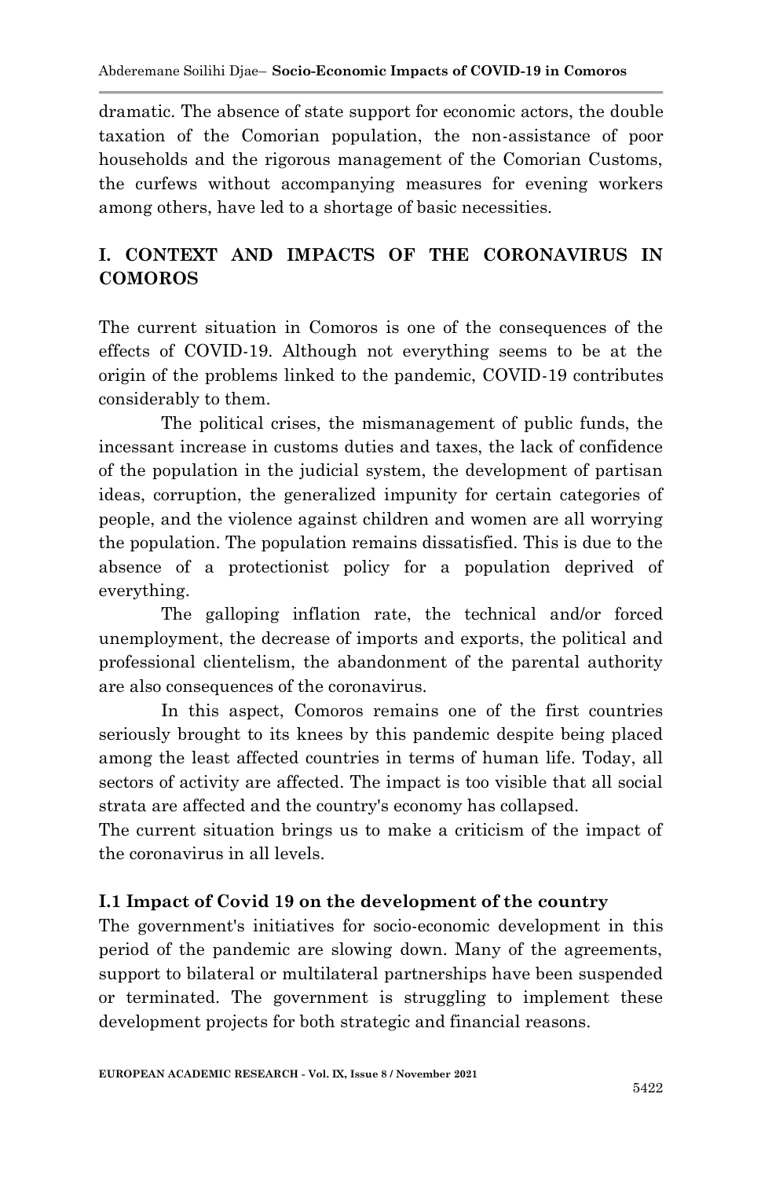dramatic. The absence of state support for economic actors, the double taxation of the Comorian population, the non-assistance of poor households and the rigorous management of the Comorian Customs, the curfews without accompanying measures for evening workers among others, have led to a shortage of basic necessities.

## I. CONTEXT AND IMPACTS OF THE CORONAVIRUS IN COMOROS

The current situation in Comoros is one of the consequences of the effects of COVID-19. Although not everything seems to be at the origin of the problems linked to the pandemic, COVID-19 contributes considerably to them.

The political crises, the mismanagement of public funds, the incessant increase in customs duties and taxes, the lack of confidence of the population in the judicial system, the development of partisan ideas, corruption, the generalized impunity for certain categories of people, and the violence against children and women are all worrying the population. The population remains dissatisfied. This is due to the absence of a protectionist policy for a population deprived of everything.

The galloping inflation rate, the technical and/or forced unemployment, the decrease of imports and exports, the political and professional clientelism, the abandonment of the parental authority are also consequences of the coronavirus.

In this aspect, Comoros remains one of the first countries seriously brought to its knees by this pandemic despite being placed among the least affected countries in terms of human life. Today, all sectors of activity are affected. The impact is too visible that all social strata are affected and the country's economy has collapsed.

The current situation brings us to make a criticism of the impact of the coronavirus in all levels.

### I.1 Impact of Covid 19 on the development of the country

The government's initiatives for socio-economic development in this period of the pandemic are slowing down. Many of the agreements, support to bilateral or multilateral partnerships have been suspended or terminated. The government is struggling to implement these development projects for both strategic and financial reasons.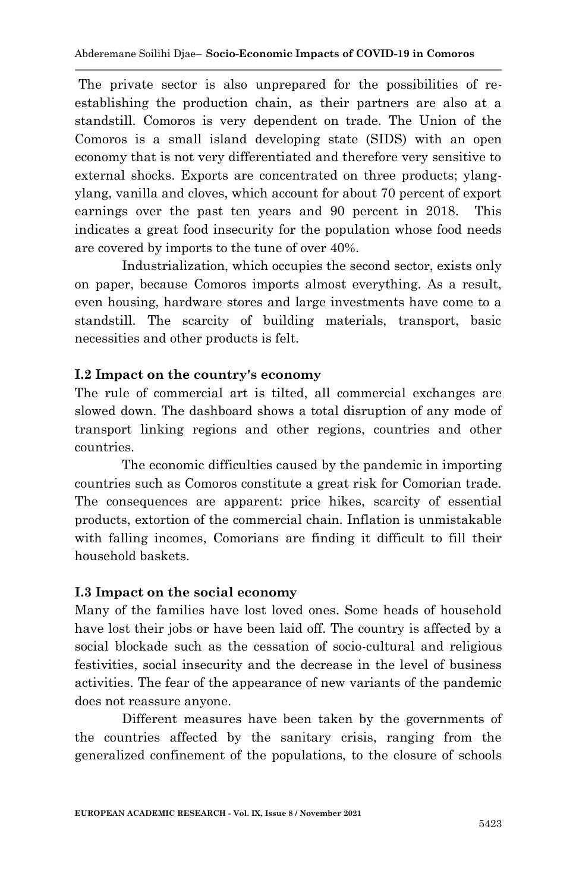The private sector is also unprepared for the possibilities of re-establishing the production chain, as their partners are also at a standstill. Comoros is very dependent on trade. The Union of the Comoros is a small island developing state (SIDS) with an open economy that is not very differentiated and therefore very sensitive to external shocks. Exports are concentrated on three products; ylang-ylang, vanilla and cloves, which account for about 70 percent of export earnings over the past ten years and 90 percent in 2018. This indicates a great food insecurity for the population whose food needs are covered by imports to the tune of over 40%.

Industrialization, which occupies the second sector, exists only on paper, because Comoros imports almost everything. As a result, even housing, hardware stores and large investments have come to a standstill. The scarcity of building materials, transport, basic necessities and other products is felt.

## I.2 Impact on the country's economy

The rule of commercial art is tilted, all commercial exchanges are slowed down. The dashboard shows a total disruption of any mode of transport linking regions and other regions, countries and other countries.

The economic difficulties caused by the pandemic in importing countries such as Comoros constitute a great risk for Comorian trade. The consequences are apparent: price hikes, scarcity of essential products, extortion of the commercial chain. Inflation is unmistakable with falling incomes, Comorians are finding it difficult to fill their household baskets.

## I.3 Impact on the social economy

Many of the families have lost loved ones. Some heads of household have lost their jobs or have been laid off. The country is affected by a social blockade such as the cessation of socio-cultural and religious festivities, social insecurity and the decrease in the level of business activities. The fear of the appearance of new variants of the pandemic does not reassure anyone.

Different measures have been taken by the governments of the countries affected by the sanitary crisis, ranging from the generalized confinement of the populations, to the closure of schools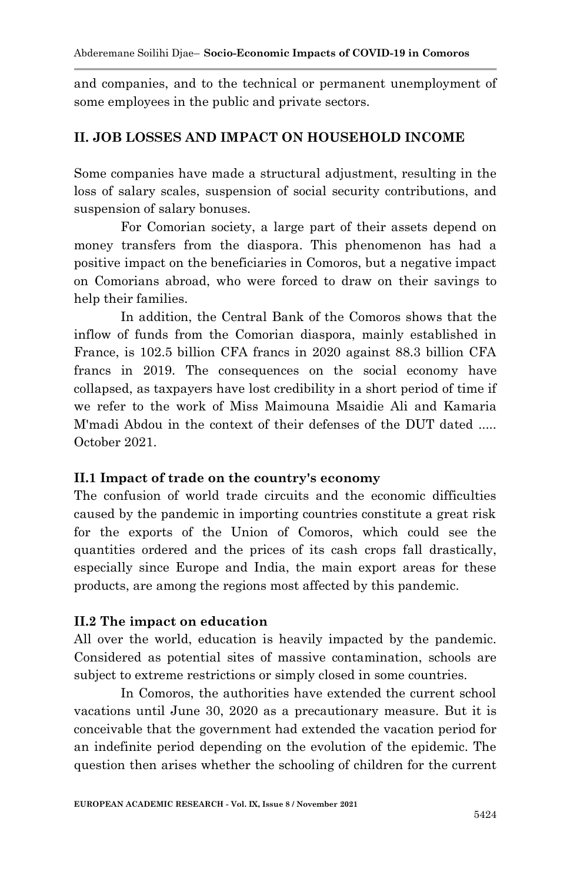and companies, and to the technical or permanent unemployment of some employees in the public and private sectors.

## II. JOB LOSSES AND IMPACT ON HOUSEHOLD INCOME

Some companies have made a structural adjustment, resulting in the loss of salary scales, suspension of social security contributions, and suspension of salary bonuses.

For Comorian society, a large part of their assets depend on money transfers from the diaspora. This phenomenon has had a positive impact on the beneficiaries in Comoros, but a negative impact on Comorians abroad, who were forced to draw on their savings to help their families.

In addition, the Central Bank of the Comoros shows that the inflow of funds from the Comorian diaspora, mainly established in France, is 102.5 billion CFA francs in 2020 against 88.3 billion CFA francs in 2019. The consequences on the social economy have collapsed, as taxpayers have lost credibility in a short period of time if we refer to the work of Miss Maimouna Msaidie Ali and Kamaria M'madi Abdou in the context of their defenses of the DUT dated ..... October 2021.

### II.1 Impact of trade on the country's economy

The confusion of world trade circuits and the economic difficulties caused by the pandemic in importing countries constitute a great risk for the exports of the Union of Comoros, which could see the quantities ordered and the prices of its cash crops fall drastically, especially since Europe and India, the main export areas for these products, are among the regions most affected by this pandemic.

### II.2 The impact on education

All over the world, education is heavily impacted by the pandemic. Considered as potential sites of massive contamination, schools are subject to extreme restrictions or simply closed in some countries.

In Comoros, the authorities have extended the current school vacations until June 30, 2020 as a precautionary measure. But it is conceivable that the government had extended the vacation period for an indefinite period depending on the evolution of the epidemic. The question then arises whether the schooling of children for the current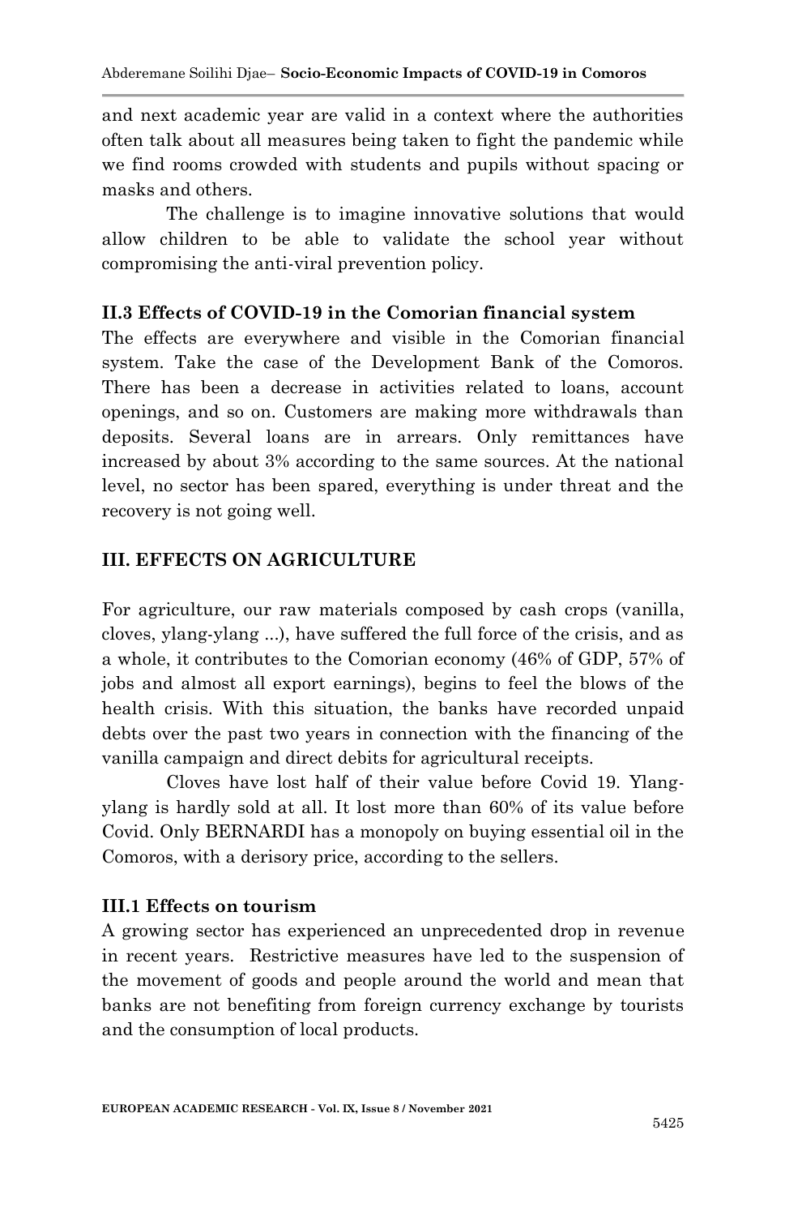and next academic year are valid in a context where the authorities often talk about all measures being taken to fight the pandemic while we find rooms crowded with students and pupils without spacing or masks and others.

The challenge is to imagine innovative solutions that would allow children to be able to validate the school year without compromising the anti-viral prevention policy.

### II.3 Effects of COVID-19 in the Comorian financial system

The effects are everywhere and visible in the Comorian financial system. Take the case of the Development Bank of the Comoros. There has been a decrease in activities related to loans, account openings, and so on. Customers are making more withdrawals than deposits. Several loans are in arrears. Only remittances have increased by about 3% according to the same sources. At the national level, no sector has been spared, everything is under threat and the recovery is not going well.

## III. EFFECTS ON AGRICULTURE

For agriculture, our raw materials composed by cash crops (vanilla, cloves, ylang-ylang ...), have suffered the full force of the crisis, and as a whole, it contributes to the Comorian economy (46% of GDP, 57% of jobs and almost all export earnings), begins to feel the blows of the health crisis. With this situation, the banks have recorded unpaid debts over the past two years in connection with the financing of the vanilla campaign and direct debits for agricultural receipts.

Cloves have lost half of their value before Covid 19. Ylang-ylang is hardly sold at all. It lost more than 60% of its value before Covid. Only BERNARDI has a monopoly on buying essential oil in the Comoros, with a derisory price, according to the sellers.

### III.1 Effects on tourism

A growing sector has experienced an unprecedented drop in revenue in recent years. Restrictive measures have led to the suspension of the movement of goods and people around the world and mean that banks are not benefiting from foreign currency exchange by tourists and the consumption of local products.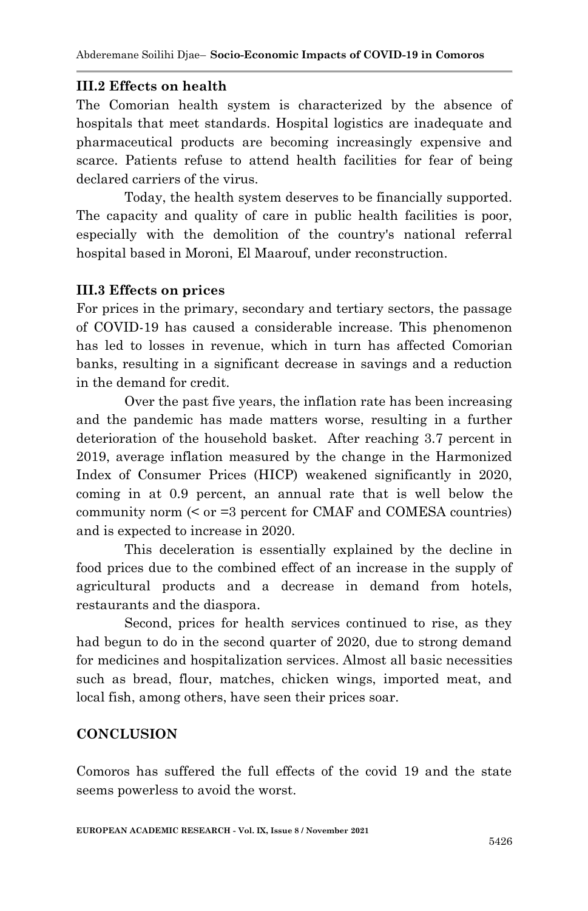### III.2 Effects on health

The Comorian health system is characterized by the absence of hospitals that meet standards. Hospital logistics are inadequate and pharmaceutical products are becoming increasingly expensive and scarce. Patients refuse to attend health facilities for fear of being declared carriers of the virus.

Today, the health system deserves to be financially supported. The capacity and quality of care in public health facilities is poor, especially with the demolition of the country's national referral hospital based in Moroni, El Maarouf, under reconstruction.

### III.3 Effects on prices

For prices in the primary, secondary and tertiary sectors, the passage of COVID-19 has caused a considerable increase. This phenomenon has led to losses in revenue, which in turn has affected Comorian banks, resulting in a significant decrease in savings and a reduction in the demand for credit.

Over the past five years, the inflation rate has been increasing and the pandemic has made matters worse, resulting in a further deterioration of the household basket. After reaching 3.7 percent in 2019, average inflation measured by the change in the Harmonized Index of Consumer Prices (HICP) weakened significantly in 2020, coming in at 0.9 percent, an annual rate that is well below the community norm (< or =3 percent for CMAF and COMESA countries) and is expected to increase in 2020.

This deceleration is essentially explained by the decline in food prices due to the combined effect of an increase in the supply of agricultural products and a decrease in demand from hotels, restaurants and the diaspora.

Second, prices for health services continued to rise, as they had begun to do in the second quarter of 2020, due to strong demand for medicines and hospitalization services. Almost all basic necessities such as bread, flour, matches, chicken wings, imported meat, and local fish, among others, have seen their prices soar.

## CONCLUSION

Comoros has suffered the full effects of the covid 19 and the state seems powerless to avoid the worst.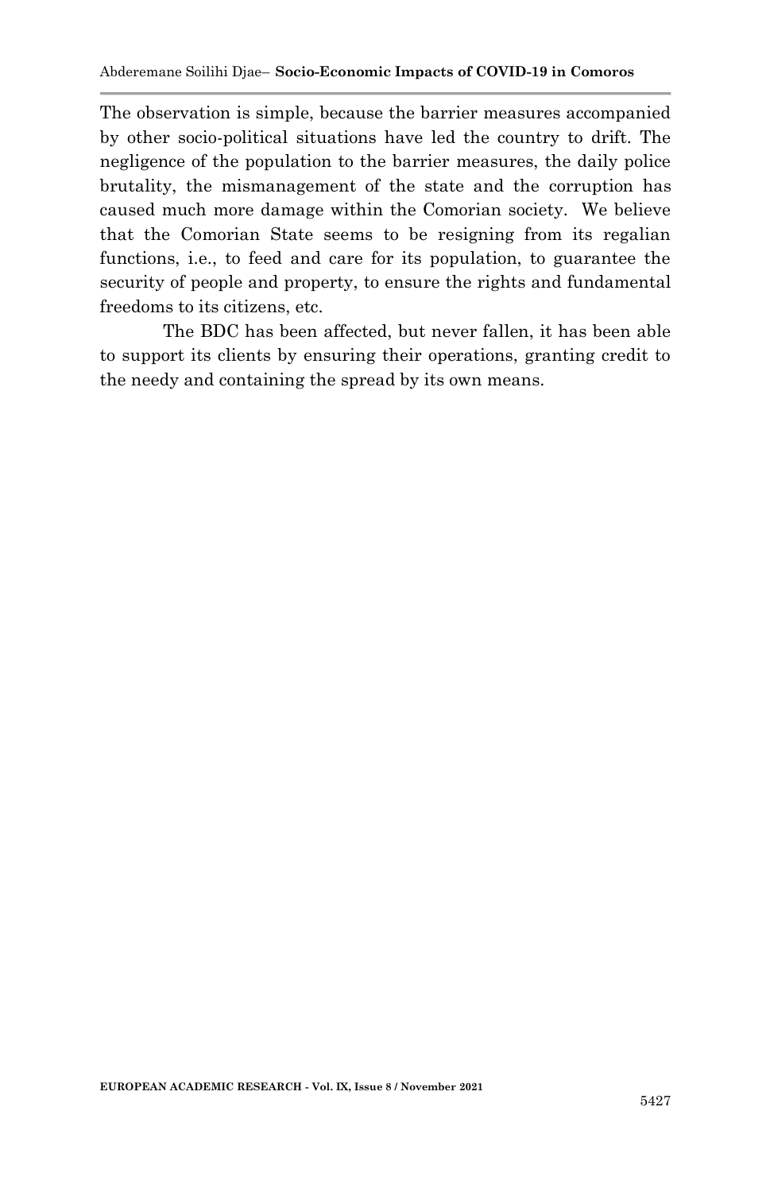The observation is simple, because the barrier measures accompanied by other socio-political situations have led the country to drift. The negligence of the population to the barrier measures, the daily police brutality, the mismanagement of the state and the corruption has caused much more damage within the Comorian society. We believe that the Comorian State seems to be resigning from its regalian functions, i.e., to feed and care for its population, to guarantee the security of people and property, to ensure the rights and fundamental freedoms to its citizens, etc.

The BDC has been affected, but never fallen, it has been able to support its clients by ensuring their operations, granting credit to the needy and containing the spread by its own means.